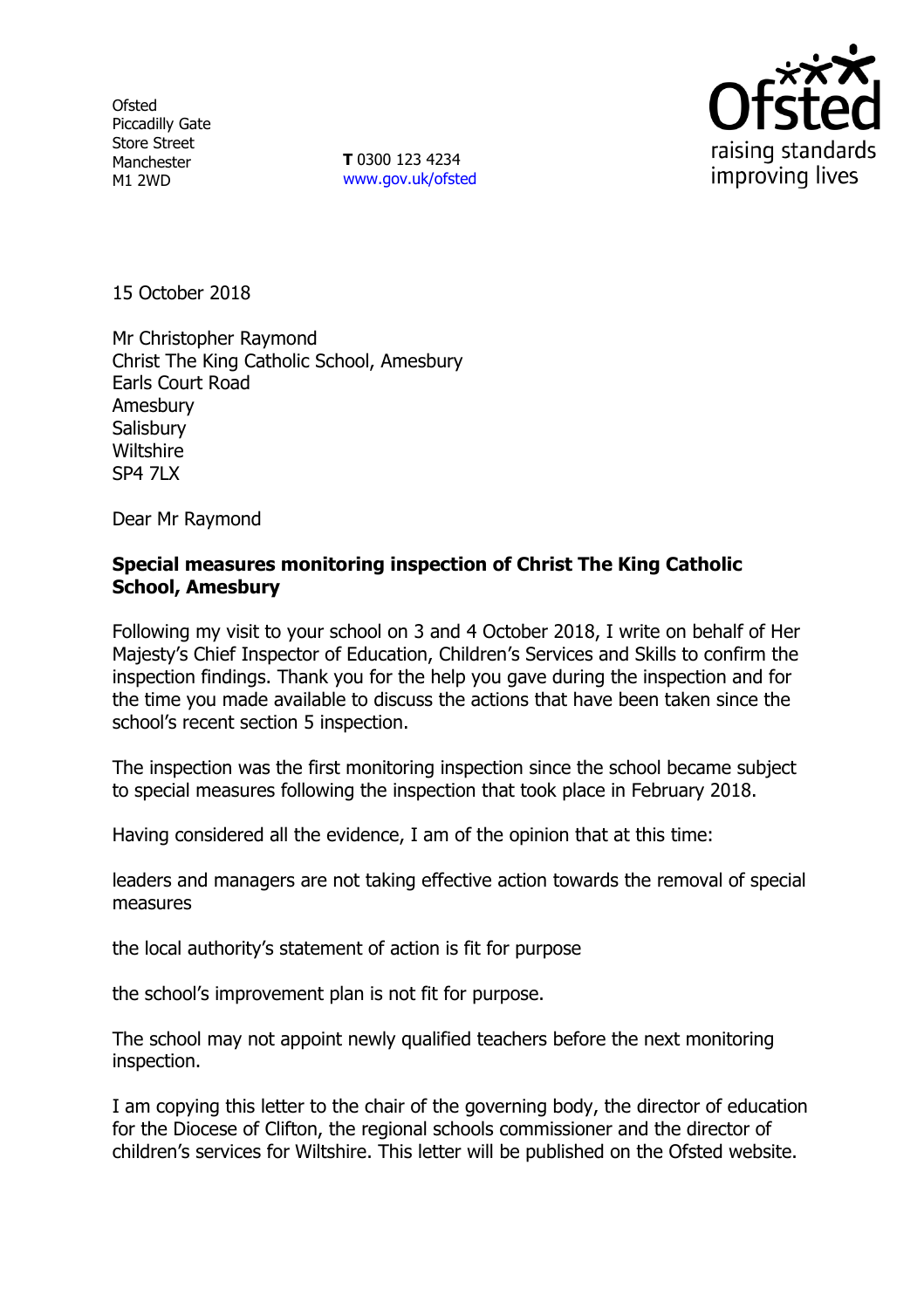Ofsted
Piccadilly Gate
Store Street
Manchester
M1 2WD

**T** 0300 123 4234
www.gov.uk/ofsted

15 October 2018

Mr Christopher Raymond
Christ The King Catholic School, Amesbury
Earls Court Road
Amesbury
Salisbury
Wiltshire
SP4 7LX

Dear Mr Raymond

**Special measures monitoring inspection of Christ The King Catholic School, Amesbury**

Following my visit to your school on 3 and 4 October 2018, I write on behalf of Her Majesty's Chief Inspector of Education, Children's Services and Skills to confirm the inspection findings. Thank you for the help you gave during the inspection and for the time you made available to discuss the actions that have been taken since the school's recent section 5 inspection.

The inspection was the first monitoring inspection since the school became subject to special measures following the inspection that took place in February 2018.

Having considered all the evidence, I am of the opinion that at this time:

leaders and managers are not taking effective action towards the removal of special measures

the local authority's statement of action is fit for purpose

the school's improvement plan is not fit for purpose.

The school may not appoint newly qualified teachers before the next monitoring inspection.

I am copying this letter to the chair of the governing body, the director of education for the Diocese of Clifton, the regional schools commissioner and the director of children's services for Wiltshire. This letter will be published on the Ofsted website.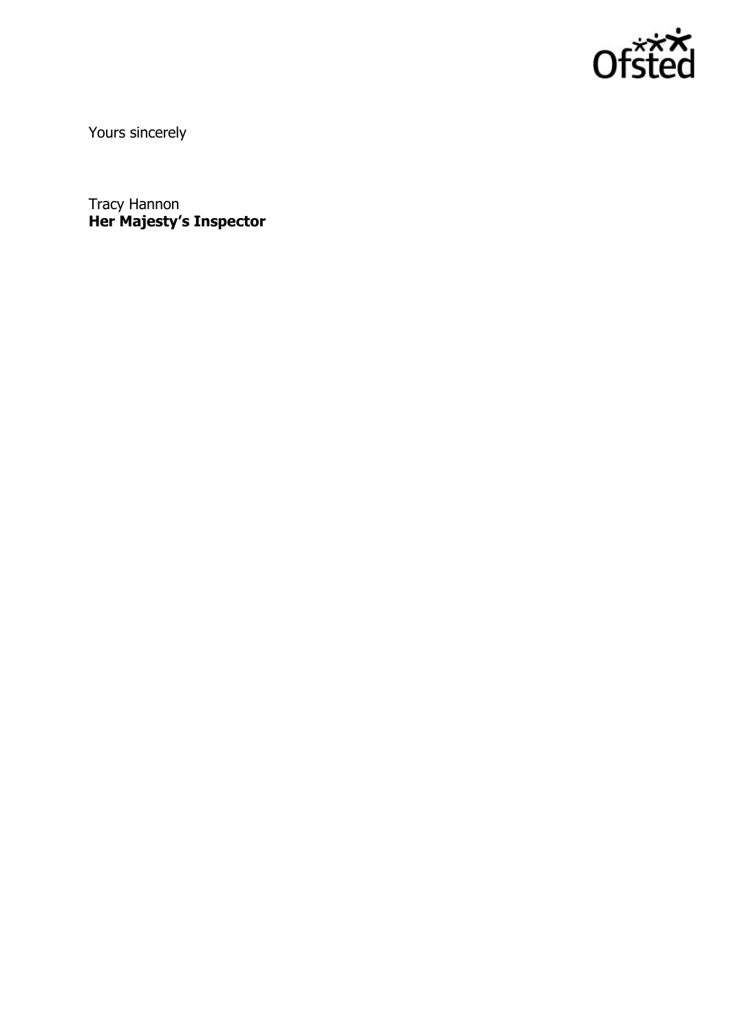Yours sincerely

Tracy Hannon
**Her Majesty's Inspector**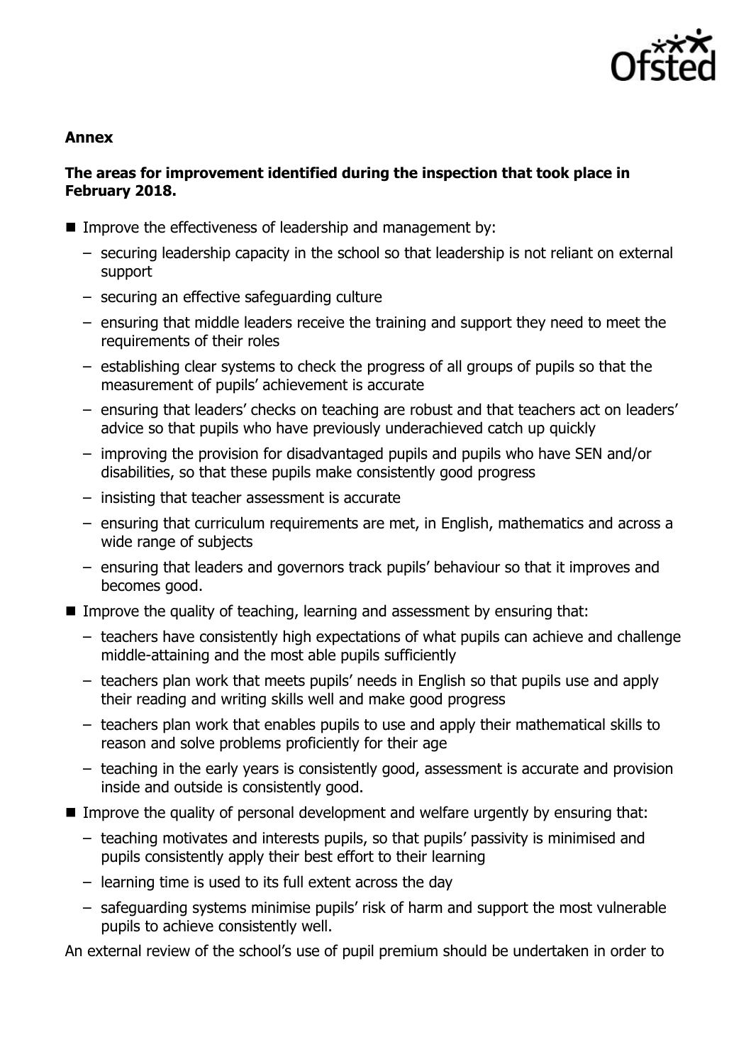**Annex**

**The areas for improvement identified during the inspection that took place in February 2018.**

- Improve the effectiveness of leadership and management by:
  - securing leadership capacity in the school so that leadership is not reliant on external support
  - securing an effective safeguarding culture
  - ensuring that middle leaders receive the training and support they need to meet the requirements of their roles
  - establishing clear systems to check the progress of all groups of pupils so that the measurement of pupils' achievement is accurate
  - ensuring that leaders' checks on teaching are robust and that teachers act on leaders' advice so that pupils who have previously underachieved catch up quickly
  - improving the provision for disadvantaged pupils and pupils who have SEN and/or disabilities, so that these pupils make consistently good progress
  - insisting that teacher assessment is accurate
  - ensuring that curriculum requirements are met, in English, mathematics and across a wide range of subjects
  - ensuring that leaders and governors track pupils' behaviour so that it improves and becomes good.
- Improve the quality of teaching, learning and assessment by ensuring that:
  - teachers have consistently high expectations of what pupils can achieve and challenge middle-attaining and the most able pupils sufficiently
  - teachers plan work that meets pupils' needs in English so that pupils use and apply their reading and writing skills well and make good progress
  - teachers plan work that enables pupils to use and apply their mathematical skills to reason and solve problems proficiently for their age
  - teaching in the early years is consistently good, assessment is accurate and provision inside and outside is consistently good.
- Improve the quality of personal development and welfare urgently by ensuring that:
  - teaching motivates and interests pupils, so that pupils' passivity is minimised and pupils consistently apply their best effort to their learning
  - learning time is used to its full extent across the day
  - safeguarding systems minimise pupils' risk of harm and support the most vulnerable pupils to achieve consistently well.

An external review of the school's use of pupil premium should be undertaken in order to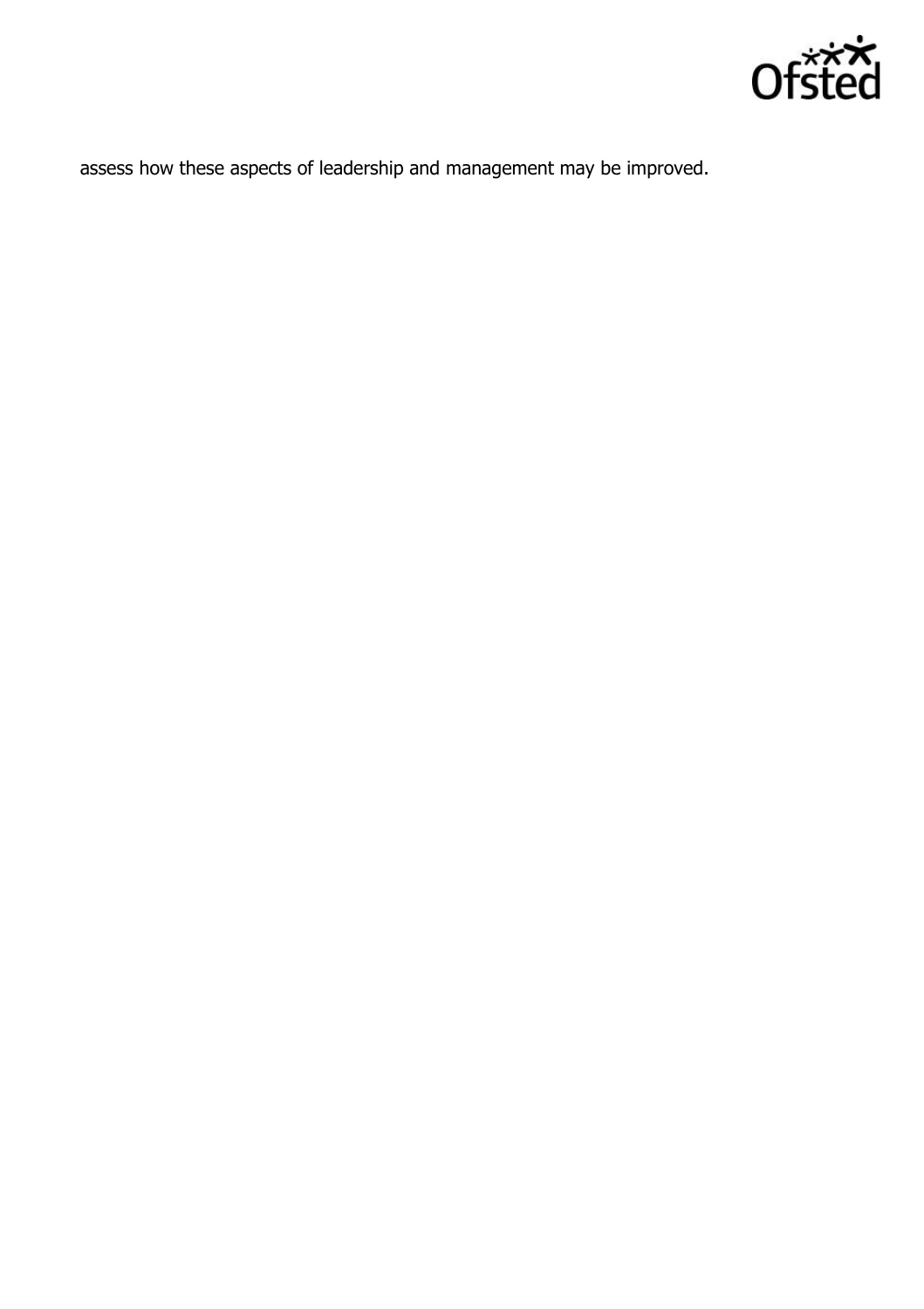assess how these aspects of leadership and management may be improved.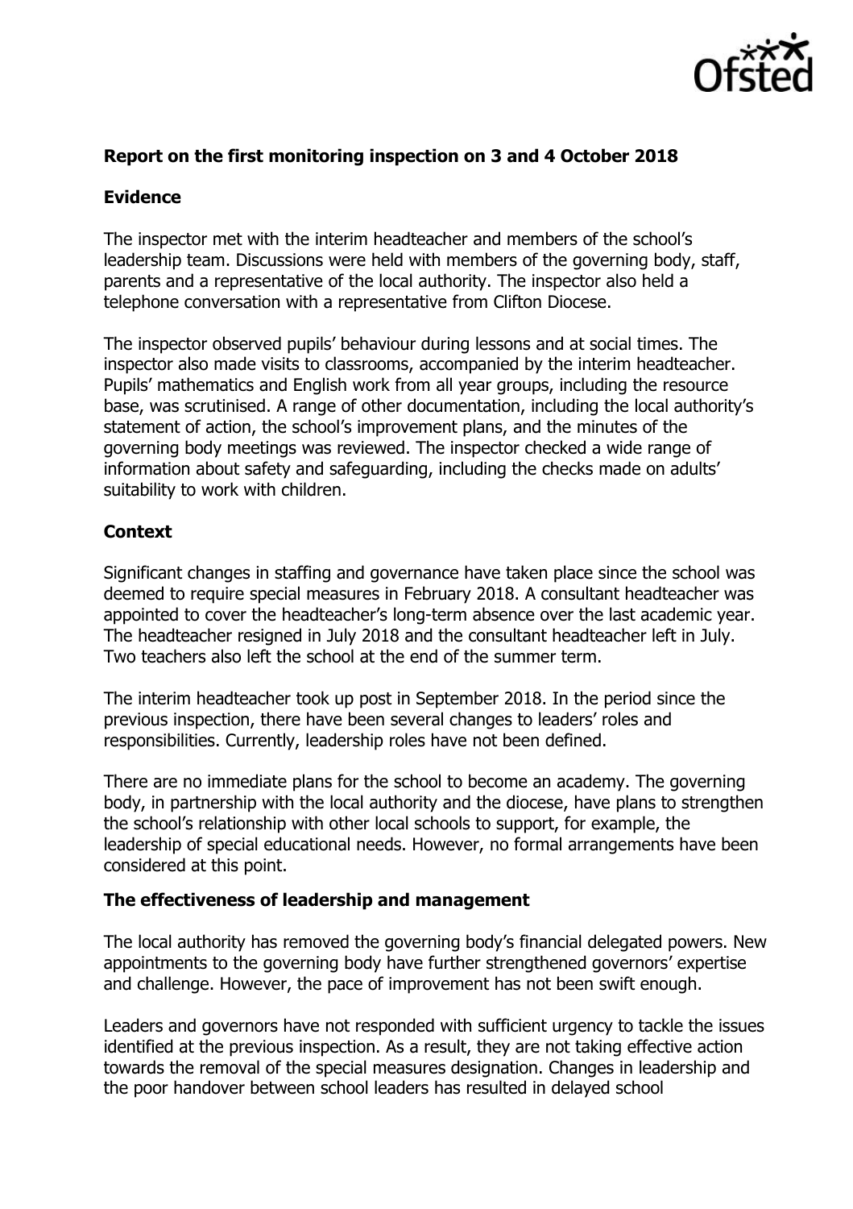**Report on the first monitoring inspection on 3 and 4 October 2018**

**Evidence**

The inspector met with the interim headteacher and members of the school's leadership team. Discussions were held with members of the governing body, staff, parents and a representative of the local authority. The inspector also held a telephone conversation with a representative from Clifton Diocese.

The inspector observed pupils' behaviour during lessons and at social times. The inspector also made visits to classrooms, accompanied by the interim headteacher. Pupils' mathematics and English work from all year groups, including the resource base, was scrutinised. A range of other documentation, including the local authority's statement of action, the school's improvement plans, and the minutes of the governing body meetings was reviewed. The inspector checked a wide range of information about safety and safeguarding, including the checks made on adults' suitability to work with children.

**Context**

Significant changes in staffing and governance have taken place since the school was deemed to require special measures in February 2018. A consultant headteacher was appointed to cover the headteacher's long-term absence over the last academic year. The headteacher resigned in July 2018 and the consultant headteacher left in July. Two teachers also left the school at the end of the summer term.

The interim headteacher took up post in September 2018. In the period since the previous inspection, there have been several changes to leaders' roles and responsibilities. Currently, leadership roles have not been defined.

There are no immediate plans for the school to become an academy. The governing body, in partnership with the local authority and the diocese, have plans to strengthen the school's relationship with other local schools to support, for example, the leadership of special educational needs. However, no formal arrangements have been considered at this point.

**The effectiveness of leadership and management**

The local authority has removed the governing body's financial delegated powers. New appointments to the governing body have further strengthened governors' expertise and challenge. However, the pace of improvement has not been swift enough.

Leaders and governors have not responded with sufficient urgency to tackle the issues identified at the previous inspection. As a result, they are not taking effective action towards the removal of the special measures designation. Changes in leadership and the poor handover between school leaders has resulted in delayed school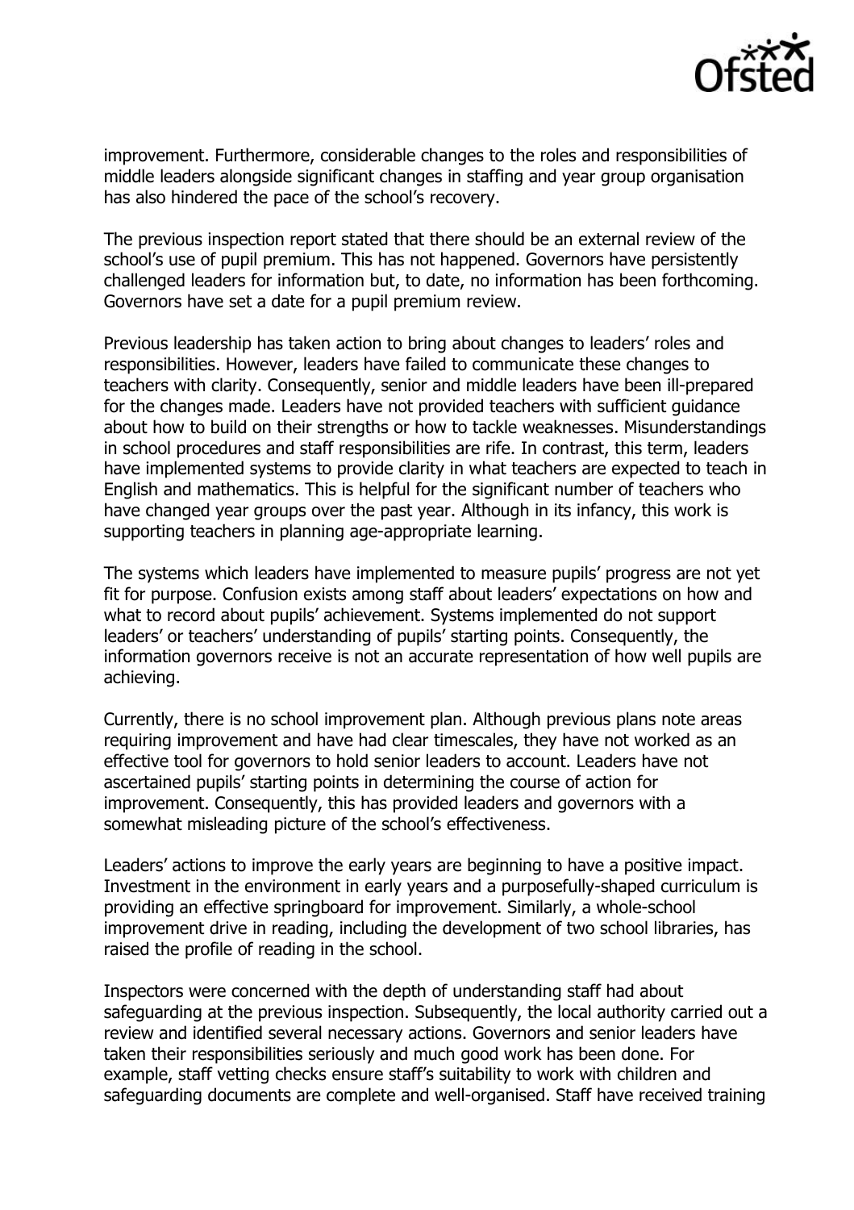improvement. Furthermore, considerable changes to the roles and responsibilities of middle leaders alongside significant changes in staffing and year group organisation has also hindered the pace of the school's recovery.

The previous inspection report stated that there should be an external review of the school's use of pupil premium. This has not happened. Governors have persistently challenged leaders for information but, to date, no information has been forthcoming. Governors have set a date for a pupil premium review.

Previous leadership has taken action to bring about changes to leaders' roles and responsibilities. However, leaders have failed to communicate these changes to teachers with clarity. Consequently, senior and middle leaders have been ill-prepared for the changes made. Leaders have not provided teachers with sufficient guidance about how to build on their strengths or how to tackle weaknesses. Misunderstandings in school procedures and staff responsibilities are rife. In contrast, this term, leaders have implemented systems to provide clarity in what teachers are expected to teach in English and mathematics. This is helpful for the significant number of teachers who have changed year groups over the past year. Although in its infancy, this work is supporting teachers in planning age-appropriate learning.

The systems which leaders have implemented to measure pupils' progress are not yet fit for purpose. Confusion exists among staff about leaders' expectations on how and what to record about pupils' achievement. Systems implemented do not support leaders' or teachers' understanding of pupils' starting points. Consequently, the information governors receive is not an accurate representation of how well pupils are achieving.

Currently, there is no school improvement plan. Although previous plans note areas requiring improvement and have had clear timescales, they have not worked as an effective tool for governors to hold senior leaders to account. Leaders have not ascertained pupils' starting points in determining the course of action for improvement. Consequently, this has provided leaders and governors with a somewhat misleading picture of the school's effectiveness.

Leaders' actions to improve the early years are beginning to have a positive impact. Investment in the environment in early years and a purposefully-shaped curriculum is providing an effective springboard for improvement. Similarly, a whole-school improvement drive in reading, including the development of two school libraries, has raised the profile of reading in the school.

Inspectors were concerned with the depth of understanding staff had about safeguarding at the previous inspection. Subsequently, the local authority carried out a review and identified several necessary actions. Governors and senior leaders have taken their responsibilities seriously and much good work has been done. For example, staff vetting checks ensure staff's suitability to work with children and safeguarding documents are complete and well-organised. Staff have received training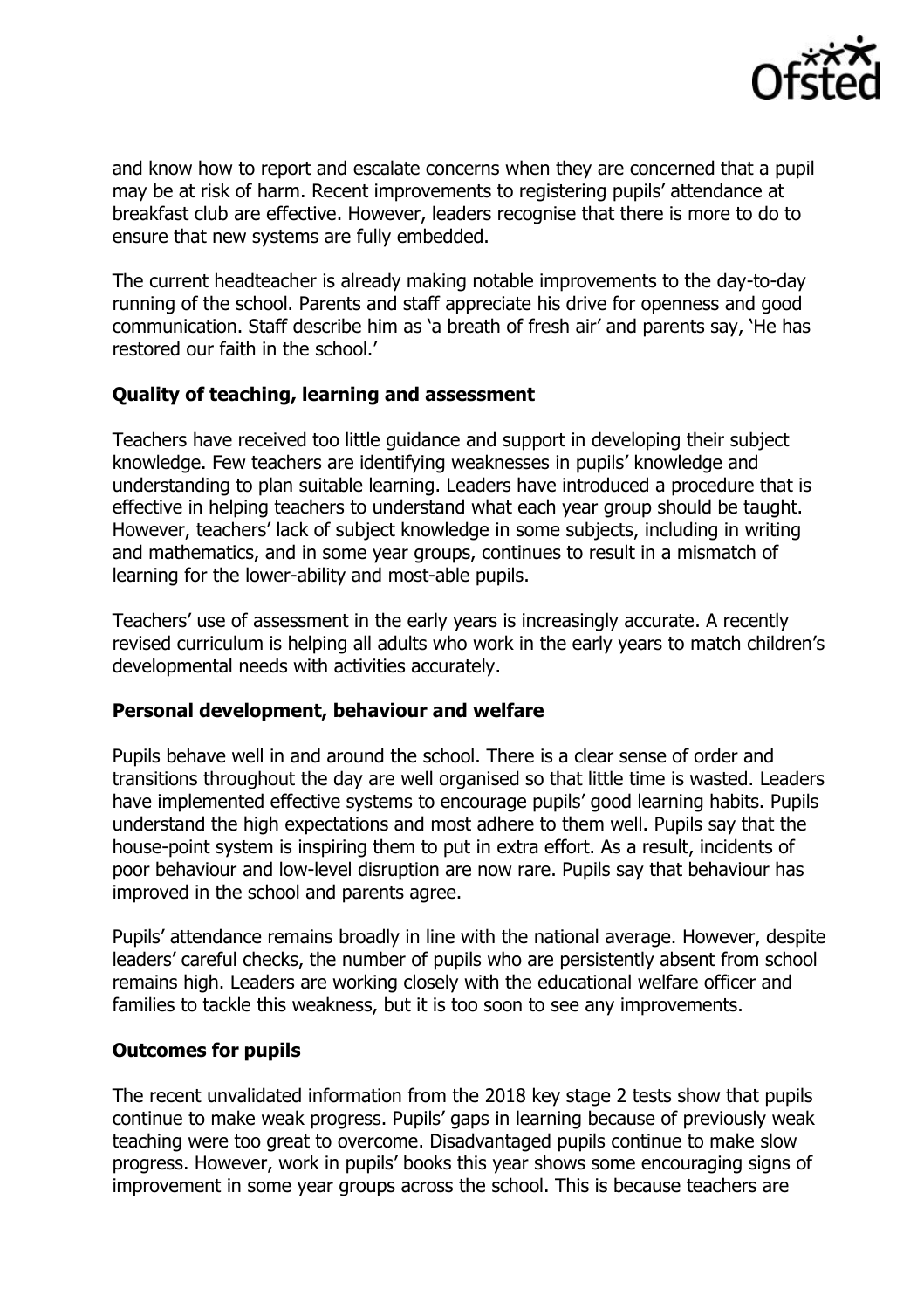and know how to report and escalate concerns when they are concerned that a pupil may be at risk of harm. Recent improvements to registering pupils' attendance at breakfast club are effective. However, leaders recognise that there is more to do to ensure that new systems are fully embedded.

The current headteacher is already making notable improvements to the day-to-day running of the school. Parents and staff appreciate his drive for openness and good communication. Staff describe him as 'a breath of fresh air' and parents say, 'He has restored our faith in the school.'

### Quality of teaching, learning and assessment

Teachers have received too little guidance and support in developing their subject knowledge. Few teachers are identifying weaknesses in pupils' knowledge and understanding to plan suitable learning. Leaders have introduced a procedure that is effective in helping teachers to understand what each year group should be taught. However, teachers' lack of subject knowledge in some subjects, including in writing and mathematics, and in some year groups, continues to result in a mismatch of learning for the lower-ability and most-able pupils.

Teachers' use of assessment in the early years is increasingly accurate. A recently revised curriculum is helping all adults who work in the early years to match children's developmental needs with activities accurately.

### Personal development, behaviour and welfare

Pupils behave well in and around the school. There is a clear sense of order and transitions throughout the day are well organised so that little time is wasted. Leaders have implemented effective systems to encourage pupils' good learning habits. Pupils understand the high expectations and most adhere to them well. Pupils say that the house-point system is inspiring them to put in extra effort. As a result, incidents of poor behaviour and low-level disruption are now rare. Pupils say that behaviour has improved in the school and parents agree.

Pupils' attendance remains broadly in line with the national average. However, despite leaders' careful checks, the number of pupils who are persistently absent from school remains high. Leaders are working closely with the educational welfare officer and families to tackle this weakness, but it is too soon to see any improvements.

### Outcomes for pupils

The recent unvalidated information from the 2018 key stage 2 tests show that pupils continue to make weak progress. Pupils' gaps in learning because of previously weak teaching were too great to overcome. Disadvantaged pupils continue to make slow progress. However, work in pupils' books this year shows some encouraging signs of improvement in some year groups across the school. This is because teachers are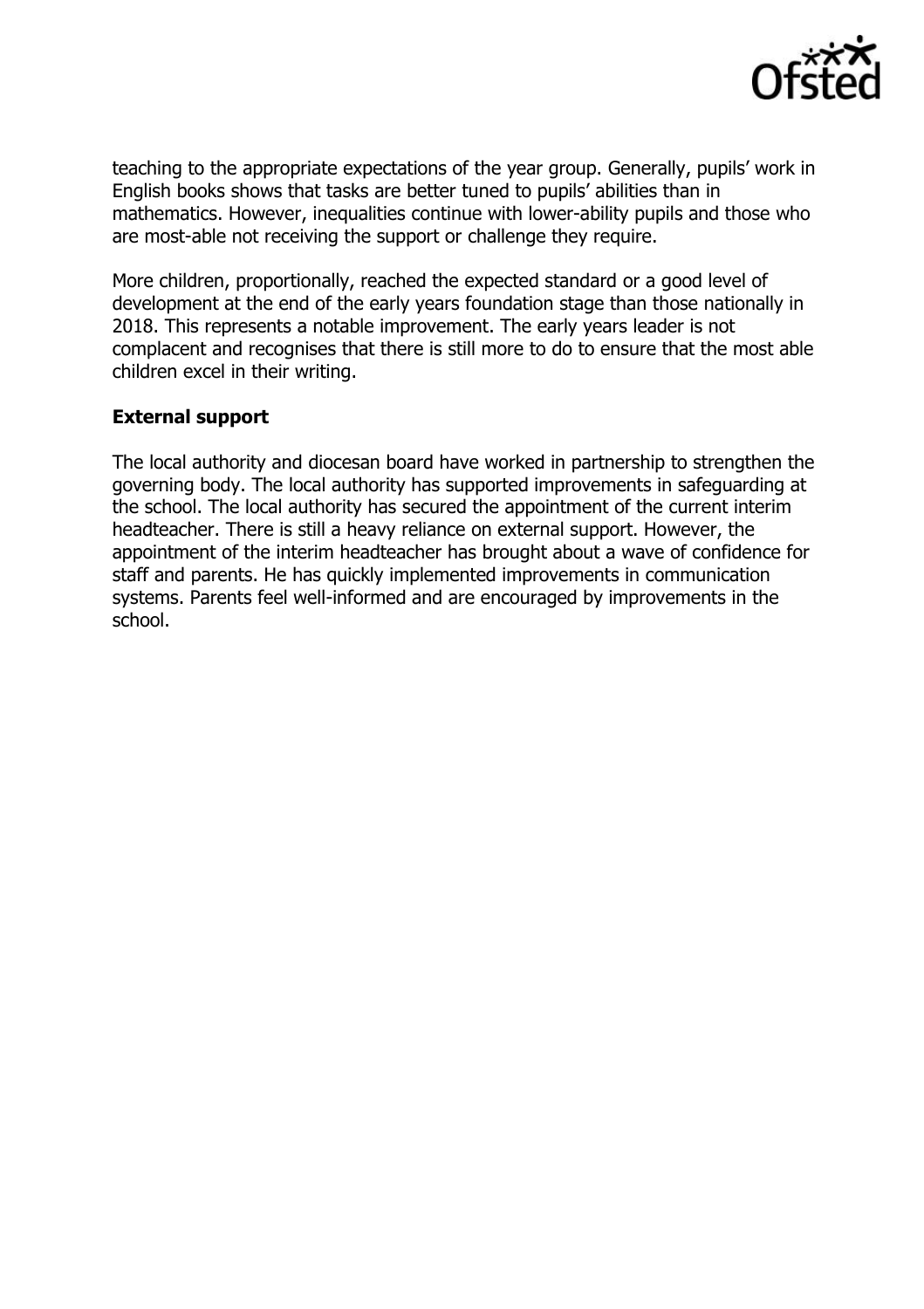teaching to the appropriate expectations of the year group. Generally, pupils' work in English books shows that tasks are better tuned to pupils' abilities than in mathematics. However, inequalities continue with lower-ability pupils and those who are most-able not receiving the support or challenge they require.

More children, proportionally, reached the expected standard or a good level of development at the end of the early years foundation stage than those nationally in 2018. This represents a notable improvement. The early years leader is not complacent and recognises that there is still more to do to ensure that the most able children excel in their writing.

**External support**

The local authority and diocesan board have worked in partnership to strengthen the governing body. The local authority has supported improvements in safeguarding at the school. The local authority has secured the appointment of the current interim headteacher. There is still a heavy reliance on external support. However, the appointment of the interim headteacher has brought about a wave of confidence for staff and parents. He has quickly implemented improvements in communication systems. Parents feel well-informed and are encouraged by improvements in the school.